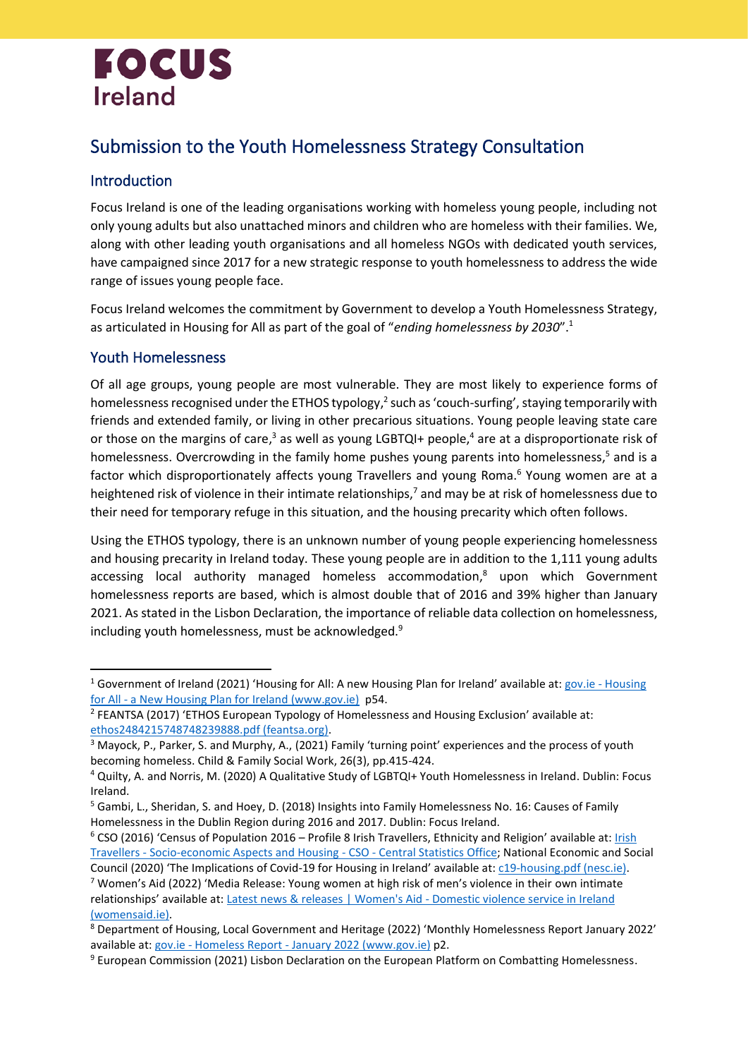# FOCUS Ireland

## Submission to the Youth Homelessness Strategy Consultation

### Introduction

Focus Ireland is one of the leading organisations working with homeless young people, including not only young adults but also unattached minors and children who are homeless with their families. We, along with other leading youth organisations and all homeless NGOs with dedicated youth services, have campaigned since 2017 for a new strategic response to youth homelessness to address the wide range of issues young people face.

Focus Ireland welcomes the commitment by Government to develop a Youth Homelessness Strategy, as articulated in Housing for All as part of the goal of "*ending homelessness by 2030*".[1]

### Youth Homelessness

Of all age groups, young people are most vulnerable. They are most likely to experience forms of homelessness recognised under the ETHOS typology,[2] such as 'couch-surfing', staying temporarily with friends and extended family, or living in other precarious situations. Young people leaving state care or those on the margins of care,[3] as well as young LGBTQI+ people,[4] are at a disproportionate risk of homelessness. Overcrowding in the family home pushes young parents into homelessness,[5] and is a factor which disproportionately affects young Travellers and young Roma.[6] Young women are at a heightened risk of violence in their intimate relationships,[7] and may be at risk of homelessness due to their need for temporary refuge in this situation, and the housing precarity which often follows.

Using the ETHOS typology, there is an unknown number of young people experiencing homelessness and housing precarity in Ireland today. These young people are in addition to the 1,111 young adults accessing local authority managed homeless accommodation,[8] upon which Government homelessness reports are based, which is almost double that of 2016 and 39% higher than January 2021. As stated in the Lisbon Declaration, the importance of reliable data collection on homelessness, including youth homelessness, must be acknowledged.[9]

---

[1] Government of Ireland (2021) 'Housing for All: A new Housing Plan for Ireland' available at: gov.ie - Housing for All - a New Housing Plan for Ireland (www.gov.ie) p54.

[2] FEANTSA (2017) 'ETHOS European Typology of Homelessness and Housing Exclusion' available at: ethos2484215748748239888.pdf (feantsa.org).

[3] Mayock, P., Parker, S. and Murphy, A., (2021) Family 'turning point' experiences and the process of youth becoming homeless. Child & Family Social Work, 26(3), pp.415-424.

[4] Quilty, A. and Norris, M. (2020) A Qualitative Study of LGBTQI+ Youth Homelessness in Ireland. Dublin: Focus Ireland.

[5] Gambi, L., Sheridan, S. and Hoey, D. (2018) Insights into Family Homelessness No. 16: Causes of Family Homelessness in the Dublin Region during 2016 and 2017. Dublin: Focus Ireland.

[6] CSO (2016) 'Census of Population 2016 – Profile 8 Irish Travellers, Ethnicity and Religion' available at: Irish Travellers - Socio-economic Aspects and Housing - CSO - Central Statistics Office; National Economic and Social Council (2020) 'The Implications of Covid-19 for Housing in Ireland' available at: c19-housing.pdf (nesc.ie).

[7] Women's Aid (2022) 'Media Release: Young women at high risk of men's violence in their own intimate relationships' available at: Latest news & releases | Women's Aid - Domestic violence service in Ireland (womensaid.ie).

[8] Department of Housing, Local Government and Heritage (2022) 'Monthly Homelessness Report January 2022' available at: gov.ie - Homeless Report - January 2022 (www.gov.ie) p2.

[9] European Commission (2021) Lisbon Declaration on the European Platform on Combatting Homelessness.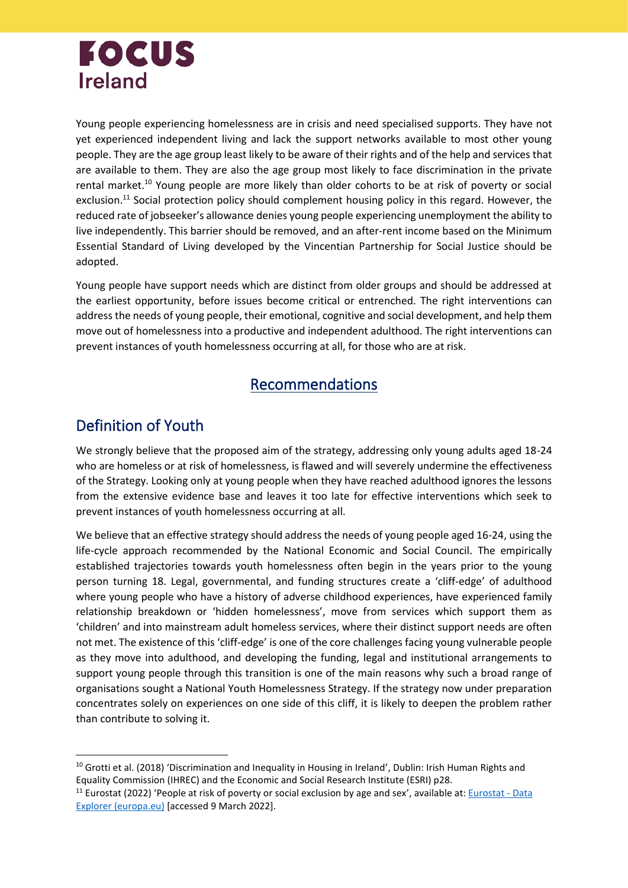Young people experiencing homelessness are in crisis and need specialised supports. They have not yet experienced independent living and lack the support networks available to most other young people. They are the age group least likely to be aware of their rights and of the help and services that are available to them. They are also the age group most likely to face discrimination in the private rental market.[10] Young people are more likely than older cohorts to be at risk of poverty or social exclusion.[11] Social protection policy should complement housing policy in this regard. However, the reduced rate of jobseeker's allowance denies young people experiencing unemployment the ability to live independently. This barrier should be removed, and an after-rent income based on the Minimum Essential Standard of Living developed by the Vincentian Partnership for Social Justice should be adopted.

Young people have support needs which are distinct from older groups and should be addressed at the earliest opportunity, before issues become critical or entrenched. The right interventions can address the needs of young people, their emotional, cognitive and social development, and help them move out of homelessness into a productive and independent adulthood. The right interventions can prevent instances of youth homelessness occurring at all, for those who are at risk.

# Recommendations

## Definition of Youth

We strongly believe that the proposed aim of the strategy, addressing only young adults aged 18-24 who are homeless or at risk of homelessness, is flawed and will severely undermine the effectiveness of the Strategy. Looking only at young people when they have reached adulthood ignores the lessons from the extensive evidence base and leaves it too late for effective interventions which seek to prevent instances of youth homelessness occurring at all.

We believe that an effective strategy should address the needs of young people aged 16-24, using the life-cycle approach recommended by the National Economic and Social Council. The empirically established trajectories towards youth homelessness often begin in the years prior to the young person turning 18. Legal, governmental, and funding structures create a 'cliff-edge' of adulthood where young people who have a history of adverse childhood experiences, have experienced family relationship breakdown or 'hidden homelessness', move from services which support them as 'children' and into mainstream adult homeless services, where their distinct support needs are often not met. The existence of this 'cliff-edge' is one of the core challenges facing young vulnerable people as they move into adulthood, and developing the funding, legal and institutional arrangements to support young people through this transition is one of the main reasons why such a broad range of organisations sought a National Youth Homelessness Strategy. If the strategy now under preparation concentrates solely on experiences on one side of this cliff, it is likely to deepen the problem rather than contribute to solving it.

---

[10] Grotti et al. (2018) 'Discrimination and Inequality in Housing in Ireland', Dublin: Irish Human Rights and Equality Commission (IHREC) and the Economic and Social Research Institute (ESRI) p28.

[11] Eurostat (2022) 'People at risk of poverty or social exclusion by age and sex', available at: [Eurostat - Data Explorer (europa.eu)] [accessed 9 March 2022].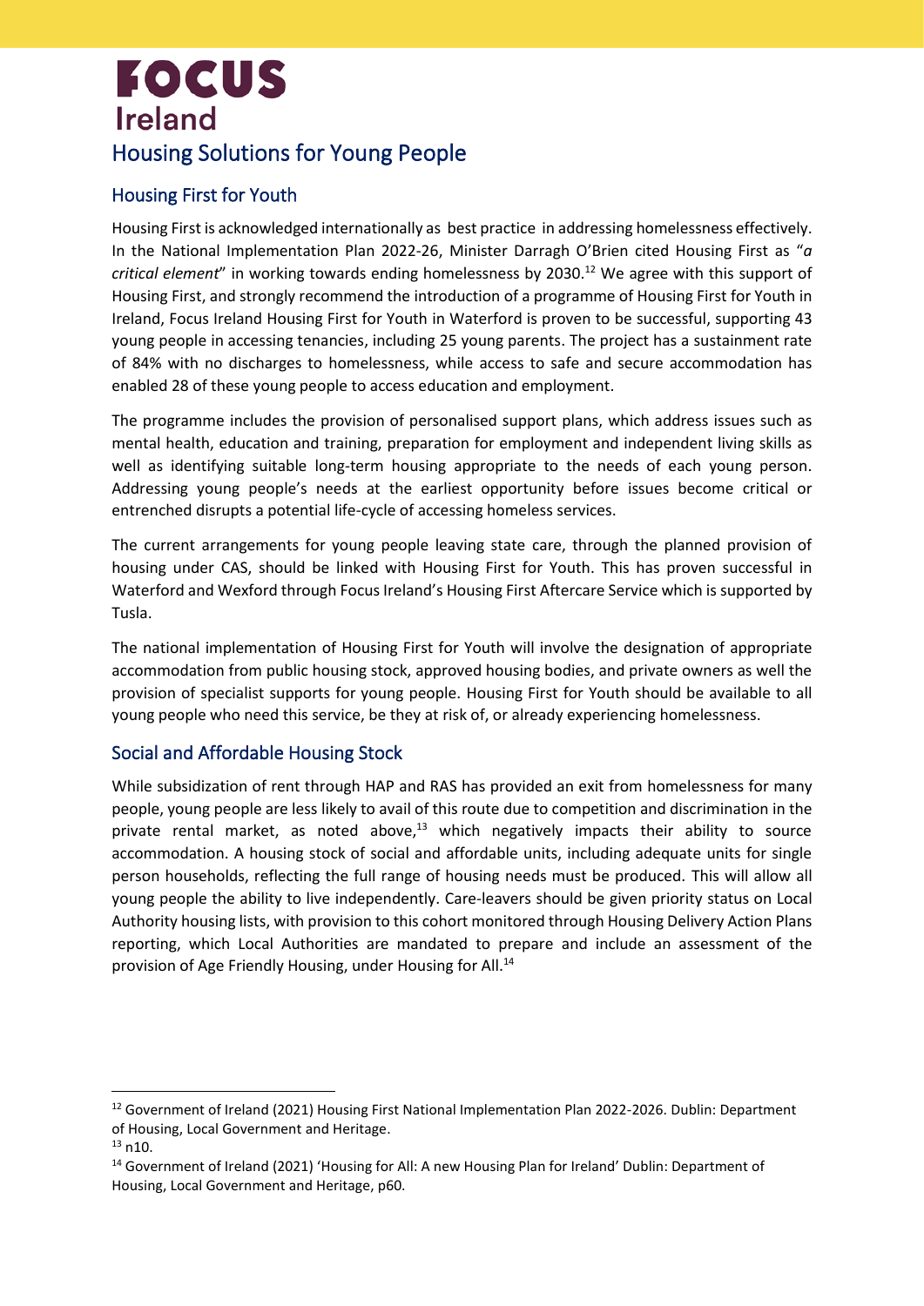# Housing Solutions for Young People

## Housing First for Youth

Housing First is acknowledged internationally as best practice in addressing homelessness effectively. In the National Implementation Plan 2022-26, Minister Darragh O'Brien cited Housing First as "*a critical element*" in working towards ending homelessness by 2030.[12] We agree with this support of Housing First, and strongly recommend the introduction of a programme of Housing First for Youth in Ireland, Focus Ireland Housing First for Youth in Waterford is proven to be successful, supporting 43 young people in accessing tenancies, including 25 young parents. The project has a sustainment rate of 84% with no discharges to homelessness, while access to safe and secure accommodation has enabled 28 of these young people to access education and employment.

The programme includes the provision of personalised support plans, which address issues such as mental health, education and training, preparation for employment and independent living skills as well as identifying suitable long-term housing appropriate to the needs of each young person. Addressing young people's needs at the earliest opportunity before issues become critical or entrenched disrupts a potential life-cycle of accessing homeless services.

The current arrangements for young people leaving state care, through the planned provision of housing under CAS, should be linked with Housing First for Youth. This has proven successful in Waterford and Wexford through Focus Ireland's Housing First Aftercare Service which is supported by Tusla.

The national implementation of Housing First for Youth will involve the designation of appropriate accommodation from public housing stock, approved housing bodies, and private owners as well the provision of specialist supports for young people. Housing First for Youth should be available to all young people who need this service, be they at risk of, or already experiencing homelessness.

## Social and Affordable Housing Stock

While subsidization of rent through HAP and RAS has provided an exit from homelessness for many people, young people are less likely to avail of this route due to competition and discrimination in the private rental market, as noted above,[13] which negatively impacts their ability to source accommodation. A housing stock of social and affordable units, including adequate units for single person households, reflecting the full range of housing needs must be produced. This will allow all young people the ability to live independently. Care-leavers should be given priority status on Local Authority housing lists, with provision to this cohort monitored through Housing Delivery Action Plans reporting, which Local Authorities are mandated to prepare and include an assessment of the provision of Age Friendly Housing, under Housing for All.[14]

---

[12] Government of Ireland (2021) Housing First National Implementation Plan 2022-2026. Dublin: Department of Housing, Local Government and Heritage.

[13] n10.

[14] Government of Ireland (2021) 'Housing for All: A new Housing Plan for Ireland' Dublin: Department of Housing, Local Government and Heritage, p60.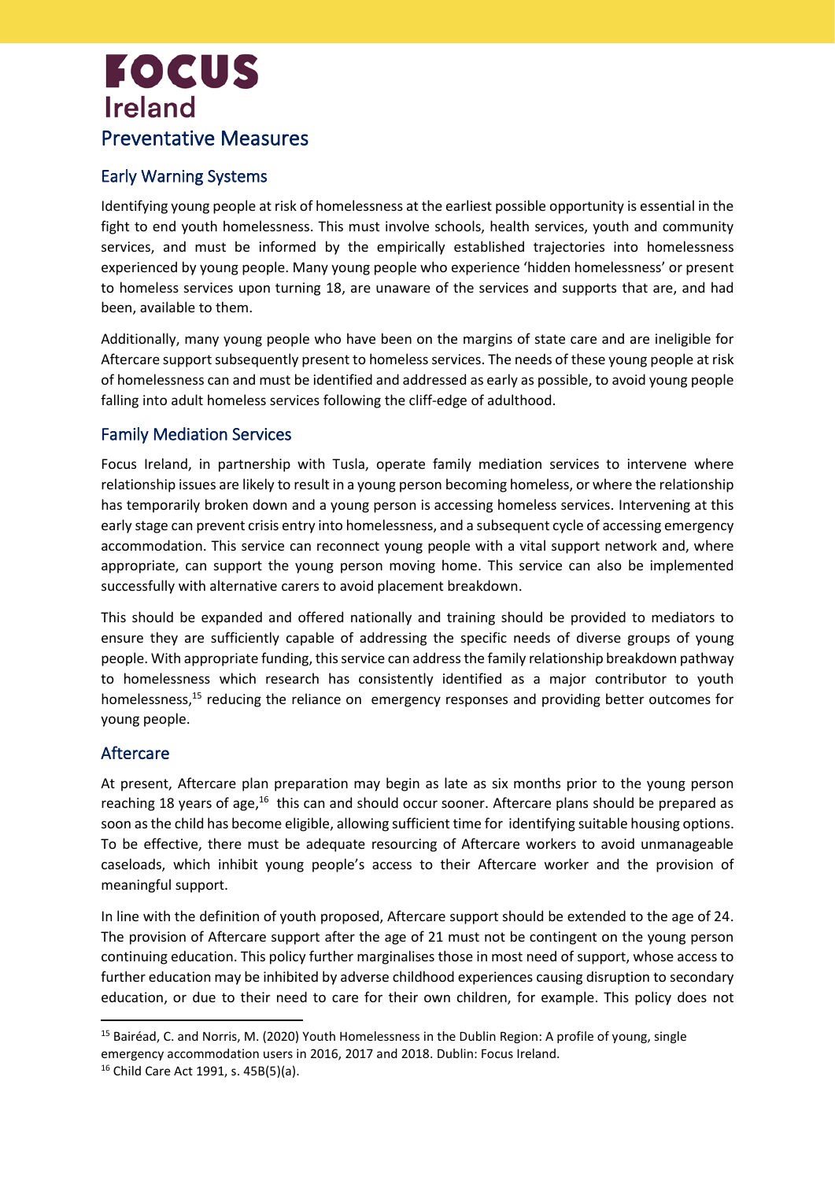# Preventative Measures

## Early Warning Systems

Identifying young people at risk of homelessness at the earliest possible opportunity is essential in the fight to end youth homelessness. This must involve schools, health services, youth and community services, and must be informed by the empirically established trajectories into homelessness experienced by young people. Many young people who experience 'hidden homelessness' or present to homeless services upon turning 18, are unaware of the services and supports that are, and had been, available to them.

Additionally, many young people who have been on the margins of state care and are ineligible for Aftercare support subsequently present to homeless services. The needs of these young people at risk of homelessness can and must be identified and addressed as early as possible, to avoid young people falling into adult homeless services following the cliff-edge of adulthood.

## Family Mediation Services

Focus Ireland, in partnership with Tusla, operate family mediation services to intervene where relationship issues are likely to result in a young person becoming homeless, or where the relationship has temporarily broken down and a young person is accessing homeless services. Intervening at this early stage can prevent crisis entry into homelessness, and a subsequent cycle of accessing emergency accommodation. This service can reconnect young people with a vital support network and, where appropriate, can support the young person moving home. This service can also be implemented successfully with alternative carers to avoid placement breakdown.

This should be expanded and offered nationally and training should be provided to mediators to ensure they are sufficiently capable of addressing the specific needs of diverse groups of young people. With appropriate funding, this service can address the family relationship breakdown pathway to homelessness which research has consistently identified as a major contributor to youth homelessness,[15] reducing the reliance on emergency responses and providing better outcomes for young people.

## Aftercare

At present, Aftercare plan preparation may begin as late as six months prior to the young person reaching 18 years of age,[16] this can and should occur sooner. Aftercare plans should be prepared as soon as the child has become eligible, allowing sufficient time for identifying suitable housing options. To be effective, there must be adequate resourcing of Aftercare workers to avoid unmanageable caseloads, which inhibit young people's access to their Aftercare worker and the provision of meaningful support.

In line with the definition of youth proposed, Aftercare support should be extended to the age of 24. The provision of Aftercare support after the age of 21 must not be contingent on the young person continuing education. This policy further marginalises those in most need of support, whose access to further education may be inhibited by adverse childhood experiences causing disruption to secondary education, or due to their need to care for their own children, for example. This policy does not

---

[15] Bairéad, C. and Norris, M. (2020) Youth Homelessness in the Dublin Region: A profile of young, single emergency accommodation users in 2016, 2017 and 2018. Dublin: Focus Ireland.

[16] Child Care Act 1991, s. 45B(5)(a).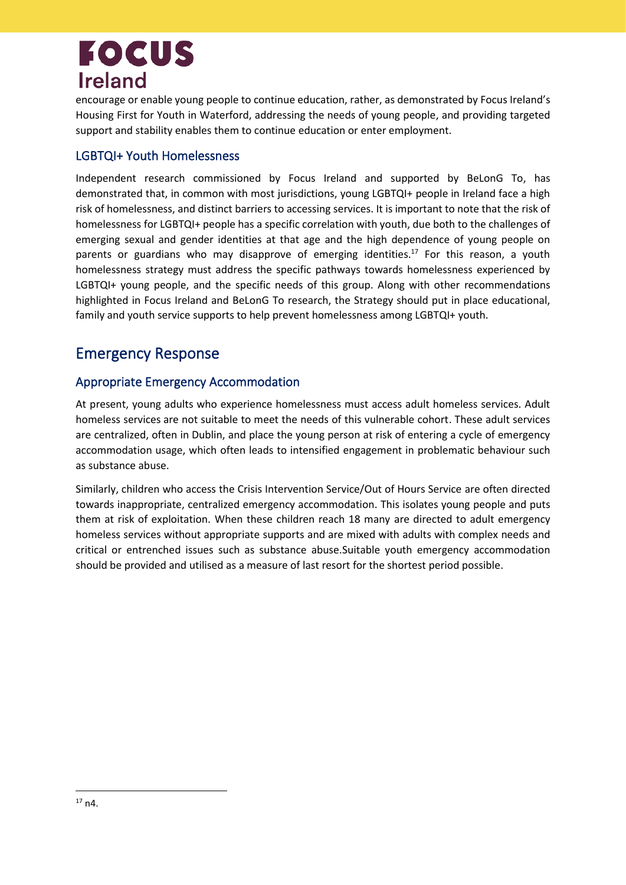encourage or enable young people to continue education, rather, as demonstrated by Focus Ireland's Housing First for Youth in Waterford, addressing the needs of young people, and providing targeted support and stability enables them to continue education or enter employment.

### LGBTQI+ Youth Homelessness

Independent research commissioned by Focus Ireland and supported by BeLonG To, has demonstrated that, in common with most jurisdictions, young LGBTQI+ people in Ireland face a high risk of homelessness, and distinct barriers to accessing services. It is important to note that the risk of homelessness for LGBTQI+ people has a specific correlation with youth, due both to the challenges of emerging sexual and gender identities at that age and the high dependence of young people on parents or guardians who may disapprove of emerging identities.[17] For this reason, a youth homelessness strategy must address the specific pathways towards homelessness experienced by LGBTQI+ young people, and the specific needs of this group. Along with other recommendations highlighted in Focus Ireland and BeLonG To research, the Strategy should put in place educational, family and youth service supports to help prevent homelessness among LGBTQI+ youth.

## Emergency Response

### Appropriate Emergency Accommodation

At present, young adults who experience homelessness must access adult homeless services. Adult homeless services are not suitable to meet the needs of this vulnerable cohort. These adult services are centralized, often in Dublin, and place the young person at risk of entering a cycle of emergency accommodation usage, which often leads to intensified engagement in problematic behaviour such as substance abuse.

Similarly, children who access the Crisis Intervention Service/Out of Hours Service are often directed towards inappropriate, centralized emergency accommodation. This isolates young people and puts them at risk of exploitation. When these children reach 18 many are directed to adult emergency homeless services without appropriate supports and are mixed with adults with complex needs and critical or entrenched issues such as substance abuse.Suitable youth emergency accommodation should be provided and utilised as a measure of last resort for the shortest period possible.

---

[17] n4.